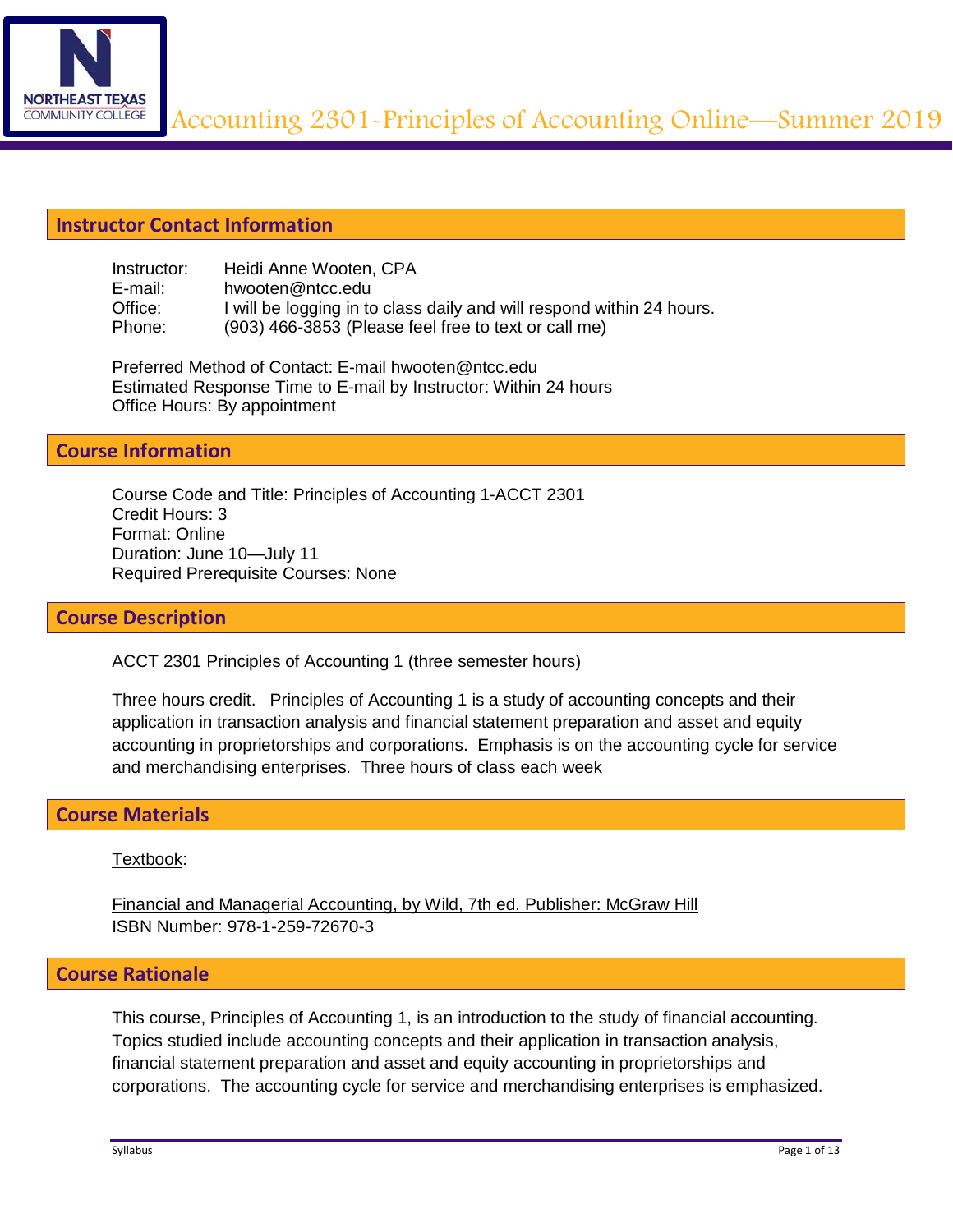# Accounting 2301-Principles of Accounting Online—Summer 2019

## Instructor Contact Information

Instructor: Heidi Anne Wooten, CPA
E-mail: hwooten@ntcc.edu
Office: I will be logging in to class daily and will respond within 24 hours.
Phone: (903) 466-3853 (Please feel free to text or call me)

Preferred Method of Contact: E-mail hwooten@ntcc.edu
Estimated Response Time to E-mail by Instructor: Within 24 hours
Office Hours: By appointment

## Course Information

Course Code and Title: Principles of Accounting 1-ACCT 2301
Credit Hours: 3
Format: Online
Duration: June 10—July 11
Required Prerequisite Courses: None

## Course Description

ACCT 2301 Principles of Accounting 1 (three semester hours)

Three hours credit. Principles of Accounting 1 is a study of accounting concepts and their application in transaction analysis and financial statement preparation and asset and equity accounting in proprietorships and corporations. Emphasis is on the accounting cycle for service and merchandising enterprises. Three hours of class each week

## Course Materials

Textbook:

Financial and Managerial Accounting, by Wild, 7th ed. Publisher: McGraw Hill
ISBN Number: 978-1-259-72670-3

## Course Rationale

This course, Principles of Accounting 1, is an introduction to the study of financial accounting. Topics studied include accounting concepts and their application in transaction analysis, financial statement preparation and asset and equity accounting in proprietorships and corporations. The accounting cycle for service and merchandising enterprises is emphasized.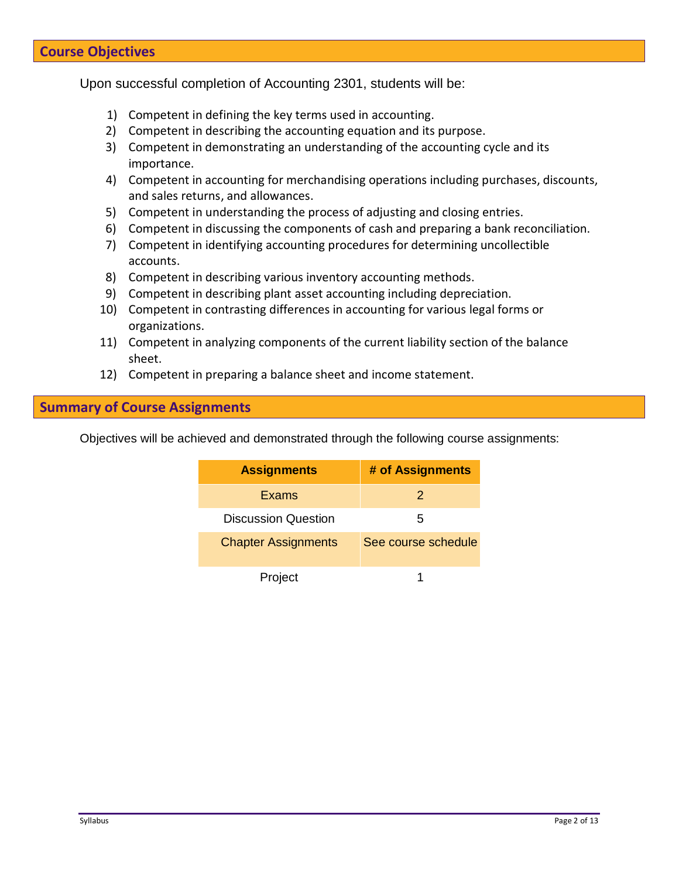## Course Objectives

Upon successful completion of Accounting 2301, students will be:

1) Competent in defining the key terms used in accounting.
2) Competent in describing the accounting equation and its purpose.
3) Competent in demonstrating an understanding of the accounting cycle and its importance.
4) Competent in accounting for merchandising operations including purchases, discounts, and sales returns, and allowances.
5) Competent in understanding the process of adjusting and closing entries.
6) Competent in discussing the components of cash and preparing a bank reconciliation.
7) Competent in identifying accounting procedures for determining uncollectible accounts.
8) Competent in describing various inventory accounting methods.
9) Competent in describing plant asset accounting including depreciation.
10) Competent in contrasting differences in accounting for various legal forms or organizations.
11) Competent in analyzing components of the current liability section of the balance sheet.
12) Competent in preparing a balance sheet and income statement.

## Summary of Course Assignments

Objectives will be achieved and demonstrated through the following course assignments:

| Assignments | # of Assignments |
|---|---|
| Exams | 2 |
| Discussion Question | 5 |
| Chapter Assignments | See course schedule |
| Project | 1 |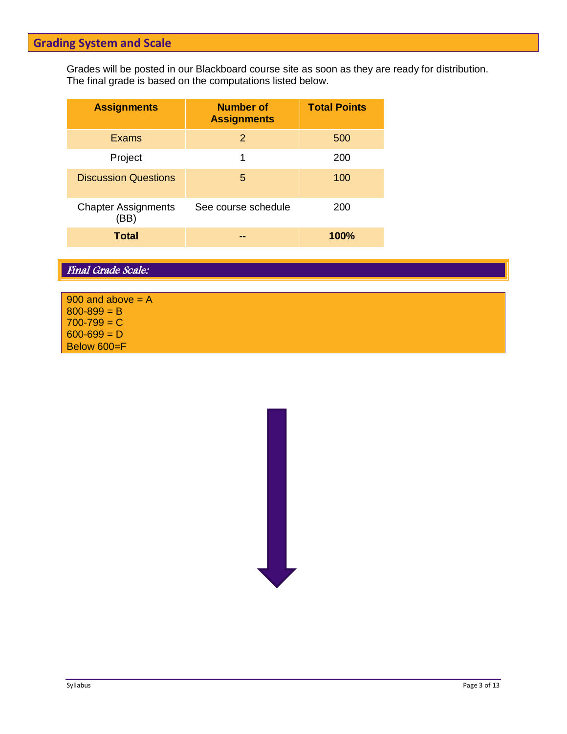## Grading System and Scale

Grades will be posted in our Blackboard course site as soon as they are ready for distribution. The final grade is based on the computations listed below.

| Assignments | Number of Assignments | Total Points |
|---|---|---|
| Exams | 2 | 500 |
| Project | 1 | 200 |
| Discussion Questions | 5 | 100 |
| Chapter Assignments (BB) | See course schedule | 200 |
| **Total** | **--** | **100%** |

### *Final Grade Scale:*

900 and above = A
800-899 = B
700-799 = C
600-699 = D
Below 600=F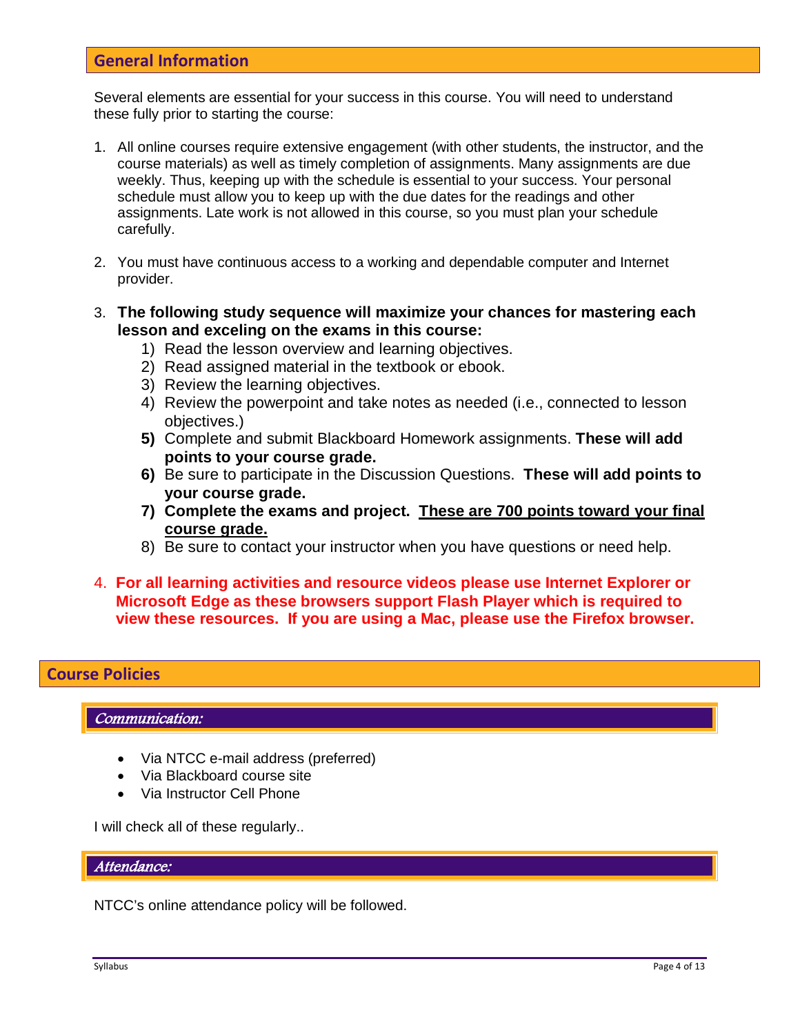## General Information

Several elements are essential for your success in this course. You will need to understand these fully prior to starting the course:

1. All online courses require extensive engagement (with other students, the instructor, and the course materials) as well as timely completion of assignments. Many assignments are due weekly. Thus, keeping up with the schedule is essential to your success. Your personal schedule must allow you to keep up with the due dates for the readings and other assignments. Late work is not allowed in this course, so you must plan your schedule carefully.

2. You must have continuous access to a working and dependable computer and Internet provider.

3. **The following study sequence will maximize your chances for mastering each lesson and exceling on the exams in this course:**
   1) Read the lesson overview and learning objectives.
   2) Read assigned material in the textbook or ebook.
   3) Review the learning objectives.
   4) Review the powerpoint and take notes as needed (i.e., connected to lesson objectives.)
   5) Complete and submit Blackboard Homework assignments. **These will add points to your course grade.**
   6) Be sure to participate in the Discussion Questions. **These will add points to your course grade.**
   7) **Complete the exams and project. <u>These are 700 points toward your final course grade.</u>**
   8) Be sure to contact your instructor when you have questions or need help.

4. **For all learning activities and resource videos please use Internet Explorer or Microsoft Edge as these browsers support Flash Player which is required to view these resources. If you are using a Mac, please use the Firefox browser.**

## Course Policies

### *Communication:*

- Via NTCC e-mail address (preferred)
- Via Blackboard course site
- Via Instructor Cell Phone

I will check all of these regularly..

### *Attendance:*

NTCC's online attendance policy will be followed.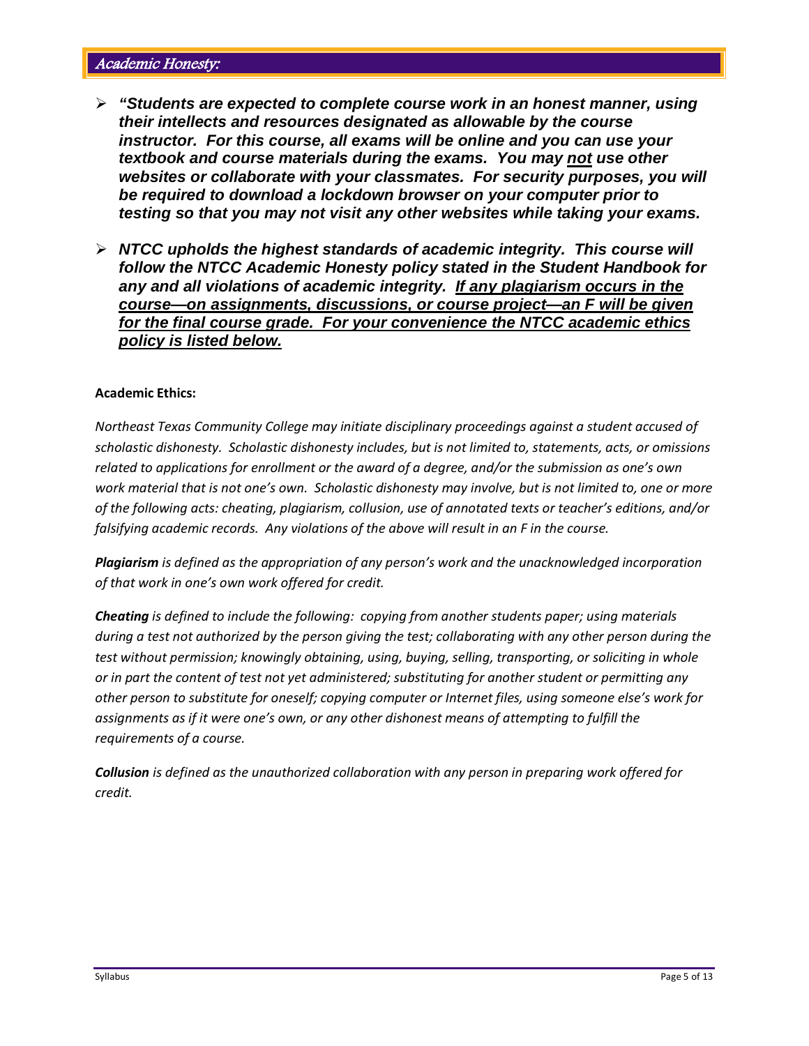## *Academic Honesty:*

- ***"Students are expected to complete course work in an honest manner, using their intellects and resources designated as allowable by the course instructor. For this course, all exams will be online and you can use your textbook and course materials during the exams. You may <u>not</u> use other websites or collaborate with your classmates. For security purposes, you will be required to download a lockdown browser on your computer prior to testing so that you may not visit any other websites while taking your exams.***
- ***NTCC upholds the highest standards of academic integrity. This course will follow the NTCC Academic Honesty policy stated in the Student Handbook for any and all violations of academic integrity. <u>If any plagiarism occurs in the course—on assignments, discussions, or course project—an F will be given for the final course grade. For your convenience the NTCC academic ethics policy is listed below.</u>***

**Academic Ethics:**

*Northeast Texas Community College may initiate disciplinary proceedings against a student accused of scholastic dishonesty. Scholastic dishonesty includes, but is not limited to, statements, acts, or omissions related to applications for enrollment or the award of a degree, and/or the submission as one's own work material that is not one's own. Scholastic dishonesty may involve, but is not limited to, one or more of the following acts: cheating, plagiarism, collusion, use of annotated texts or teacher's editions, and/or falsifying academic records. Any violations of the above will result in an F in the course.*

***Plagiarism*** *is defined as the appropriation of any person's work and the unacknowledged incorporation of that work in one's own work offered for credit.*

***Cheating*** *is defined to include the following: copying from another students paper; using materials during a test not authorized by the person giving the test; collaborating with any other person during the test without permission; knowingly obtaining, using, buying, selling, transporting, or soliciting in whole or in part the content of test not yet administered; substituting for another student or permitting any other person to substitute for oneself; copying computer or Internet files, using someone else's work for assignments as if it were one's own, or any other dishonest means of attempting to fulfill the requirements of a course.*

***Collusion*** *is defined as the unauthorized collaboration with any person in preparing work offered for credit.*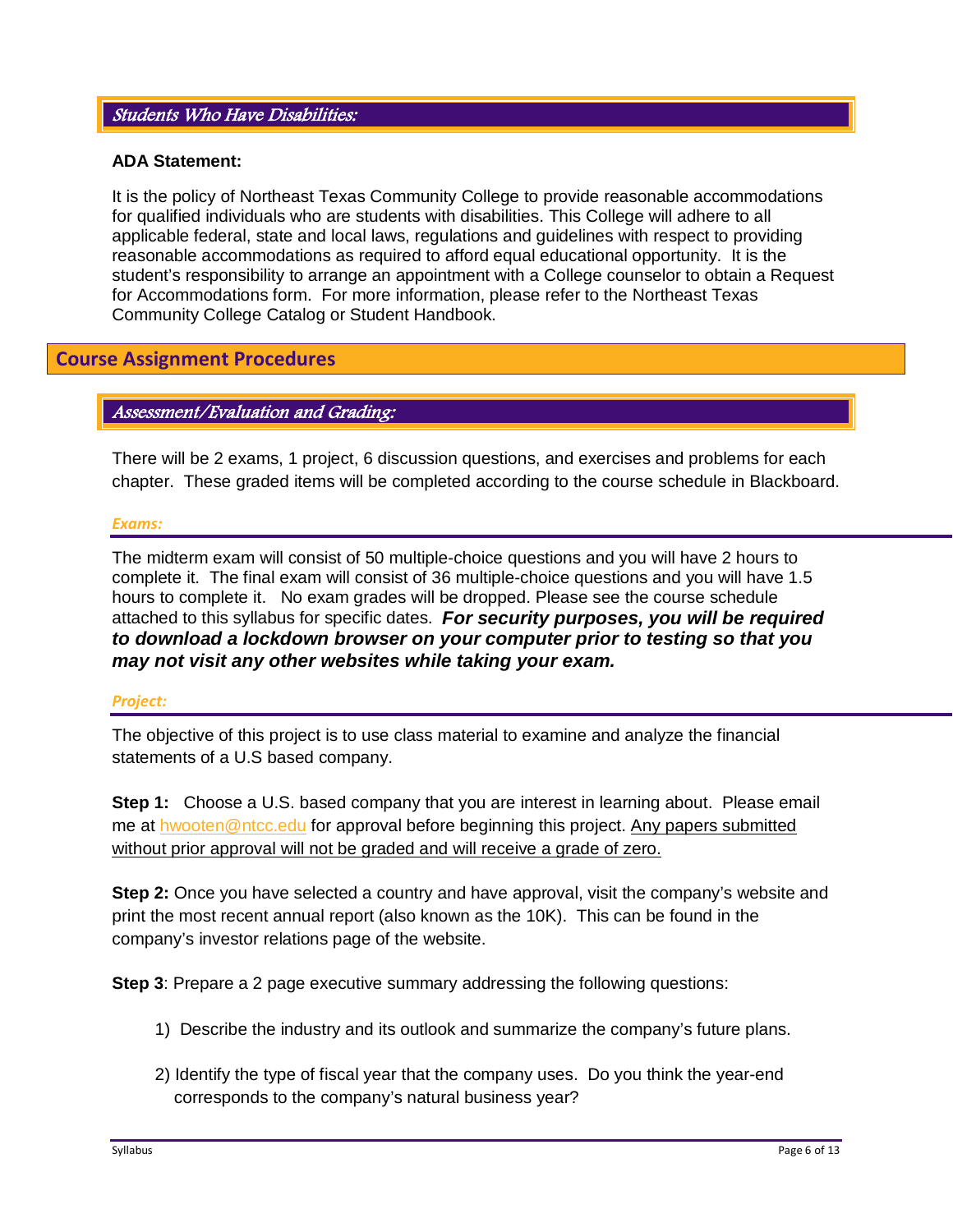### *Students Who Have Disabilities:*

**ADA Statement:**

It is the policy of Northeast Texas Community College to provide reasonable accommodations for qualified individuals who are students with disabilities. This College will adhere to all applicable federal, state and local laws, regulations and guidelines with respect to providing reasonable accommodations as required to afford equal educational opportunity. It is the student's responsibility to arrange an appointment with a College counselor to obtain a Request for Accommodations form. For more information, please refer to the Northeast Texas Community College Catalog or Student Handbook.

## Course Assignment Procedures

### *Assessment/Evaluation and Grading:*

There will be 2 exams, 1 project, 6 discussion questions, and exercises and problems for each chapter. These graded items will be completed according to the course schedule in Blackboard.

#### *Exams:*

The midterm exam will consist of 50 multiple-choice questions and you will have 2 hours to complete it. The final exam will consist of 36 multiple-choice questions and you will have 1.5 hours to complete it. No exam grades will be dropped. Please see the course schedule attached to this syllabus for specific dates. ***For security purposes, you will be required to download a lockdown browser on your computer prior to testing so that you may not visit any other websites while taking your exam.***

#### *Project:*

The objective of this project is to use class material to examine and analyze the financial statements of a U.S based company.

**Step 1:** Choose a U.S. based company that you are interest in learning about. Please email me at hwooten@ntcc.edu for approval before beginning this project. <u>Any papers submitted without prior approval will not be graded and will receive a grade of zero.</u>

**Step 2:** Once you have selected a country and have approval, visit the company's website and print the most recent annual report (also known as the 10K). This can be found in the company's investor relations page of the website.

**Step 3**: Prepare a 2 page executive summary addressing the following questions:

1) Describe the industry and its outlook and summarize the company's future plans.
2) Identify the type of fiscal year that the company uses. Do you think the year-end corresponds to the company's natural business year?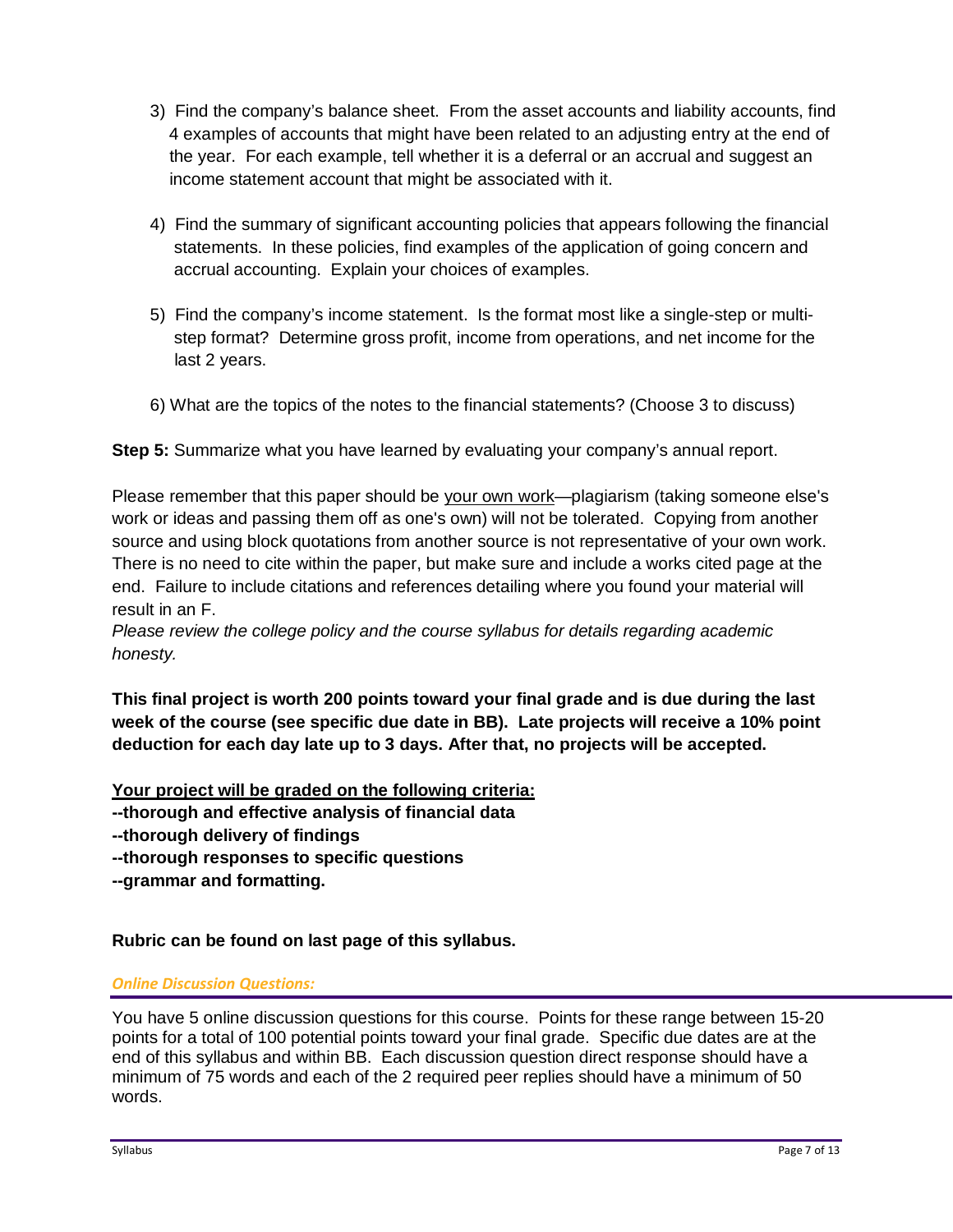3) Find the company's balance sheet. From the asset accounts and liability accounts, find 4 examples of accounts that might have been related to an adjusting entry at the end of the year. For each example, tell whether it is a deferral or an accrual and suggest an income statement account that might be associated with it.

4) Find the summary of significant accounting policies that appears following the financial statements. In these policies, find examples of the application of going concern and accrual accounting. Explain your choices of examples.

5) Find the company's income statement. Is the format most like a single-step or multi-step format? Determine gross profit, income from operations, and net income for the last 2 years.

6) What are the topics of the notes to the financial statements? (Choose 3 to discuss)

**Step 5:** Summarize what you have learned by evaluating your company's annual report.

Please remember that this paper should be <u>your own work</u>—plagiarism (taking someone else's work or ideas and passing them off as one's own) will not be tolerated. Copying from another source and using block quotations from another source is not representative of your own work. There is no need to cite within the paper, but make sure and include a works cited page at the end. Failure to include citations and references detailing where you found your material will result in an F.

*Please review the college policy and the course syllabus for details regarding academic honesty.*

**This final project is worth 200 points toward your final grade and is due during the last week of the course (see specific due date in BB). Late projects will receive a 10% point deduction for each day late up to 3 days. After that, no projects will be accepted.**

**<u>Your project will be graded on the following criteria:</u>**

**--thorough and effective analysis of financial data**

**--thorough delivery of findings**

**--thorough responses to specific questions**

**--grammar and formatting.**

**Rubric can be found on last page of this syllabus.**

### *Online Discussion Questions:*

You have 5 online discussion questions for this course. Points for these range between 15-20 points for a total of 100 potential points toward your final grade. Specific due dates are at the end of this syllabus and within BB. Each discussion question direct response should have a minimum of 75 words and each of the 2 required peer replies should have a minimum of 50 words.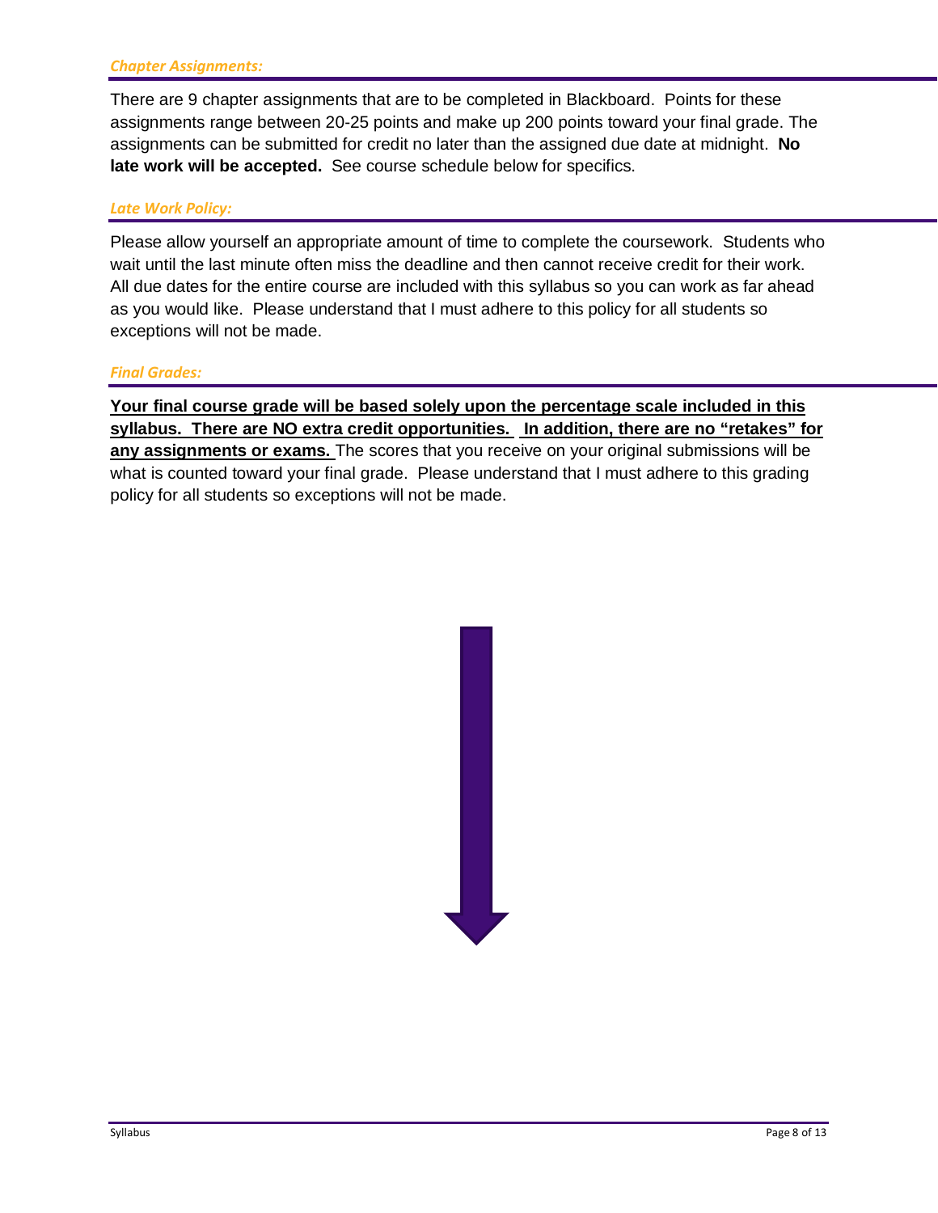### *Chapter Assignments:*

There are 9 chapter assignments that are to be completed in Blackboard. Points for these assignments range between 20-25 points and make up 200 points toward your final grade. The assignments can be submitted for credit no later than the assigned due date at midnight. **No late work will be accepted.** See course schedule below for specifics.

### *Late Work Policy:*

Please allow yourself an appropriate amount of time to complete the coursework. Students who wait until the last minute often miss the deadline and then cannot receive credit for their work. All due dates for the entire course are included with this syllabus so you can work as far ahead as you would like. Please understand that I must adhere to this policy for all students so exceptions will not be made.

### *Final Grades:*

**Your final course grade will be based solely upon the percentage scale included in this syllabus. There are NO extra credit opportunities. In addition, there are no "retakes" for any assignments or exams.** The scores that you receive on your original submissions will be what is counted toward your final grade. Please understand that I must adhere to this grading policy for all students so exceptions will not be made.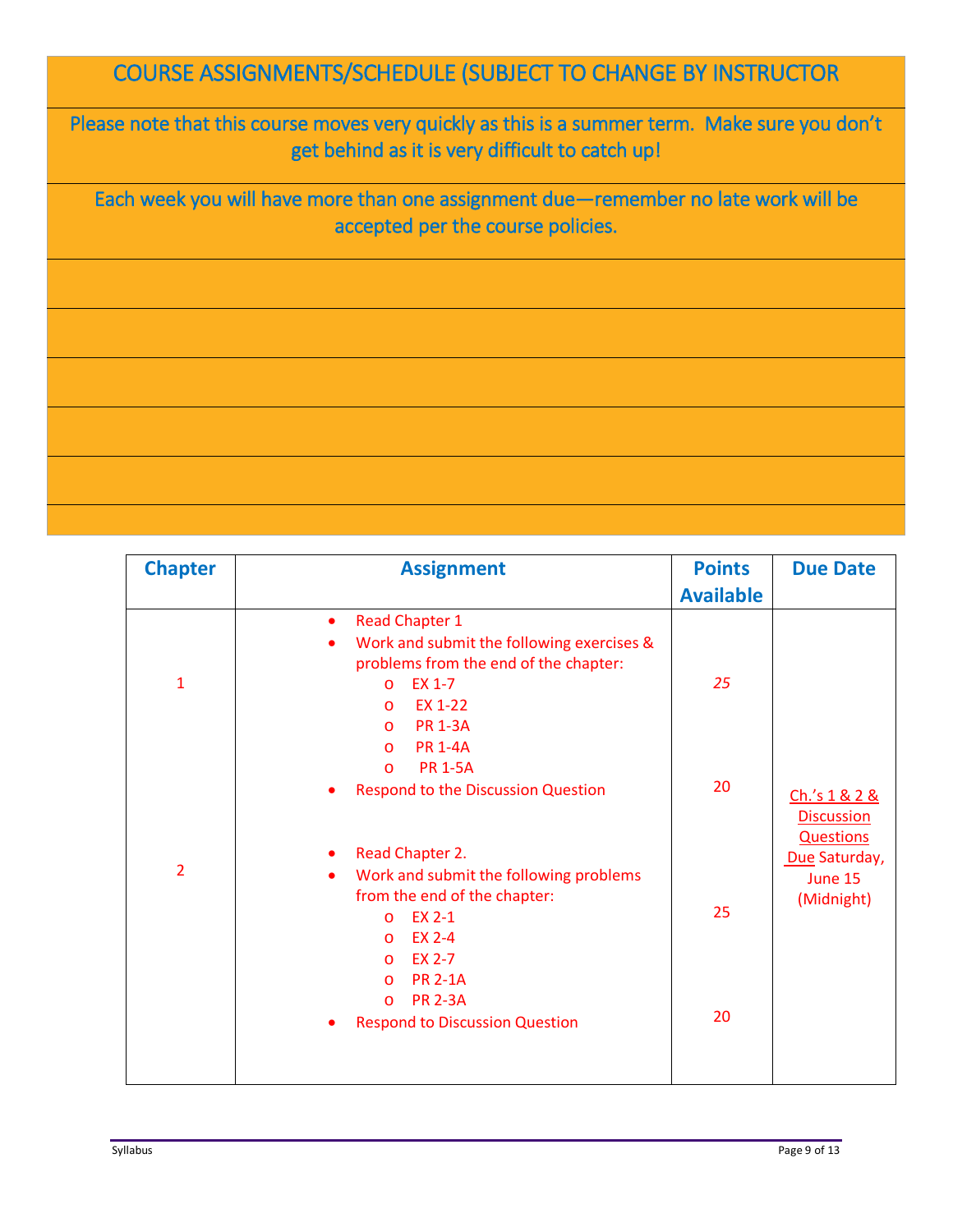## COURSE ASSIGNMENTS/SCHEDULE (SUBJECT TO CHANGE BY INSTRUCTOR

Please note that this course moves very quickly as this is a summer term. Make sure you don't get behind as it is very difficult to catch up!

Each week you will have more than one assignment due—remember no late work will be accepted per the course policies.

| Chapter | Assignment | Points Available | Due Date |
|---|---|---|---|
| 1 | • Read Chapter 1<br>• Work and submit the following exercises & problems from the end of the chapter:<br>  o EX 1-7<br>  o EX 1-22<br>  o PR 1-3A<br>  o PR 1-4A<br>  o PR 1-5A | *25* | Ch.'s 1 & 2 & Discussion Questions Due Saturday, June 15 (Midnight) |
| | • Respond to the Discussion Question | 20 | |
| 2 | • Read Chapter 2.<br>• Work and submit the following problems from the end of the chapter:<br>  o EX 2-1<br>  o EX 2-4<br>  o EX 2-7<br>  o PR 2-1A<br>  o PR 2-3A | 25 | |
| | • Respond to Discussion Question | 20 | |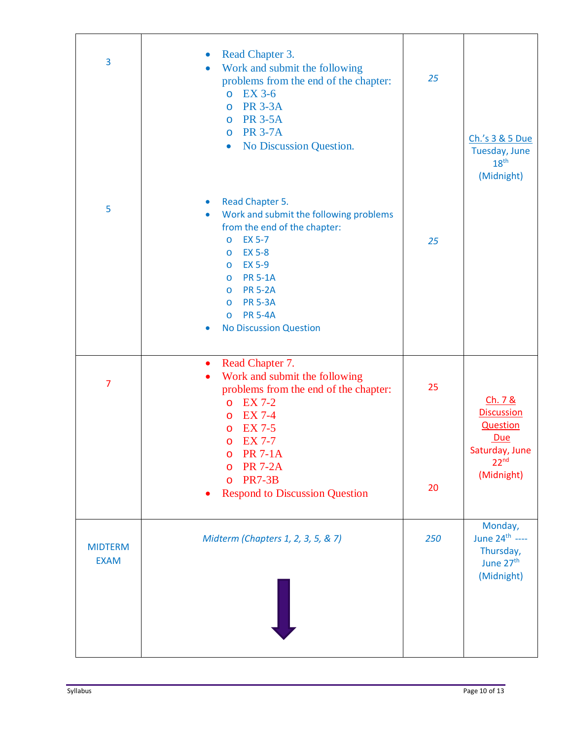| | | | |
|---|---|---|---|
| 3 | • Read Chapter 3.<br>• Work and submit the following problems from the end of the chapter:<br>  o EX 3-6<br>  o PR 3-3A<br>  o PR 3-5A<br>  o PR 3-7A<br>  • No Discussion Question. | *25* | Ch.'s 3 & 5 Due Tuesday, June 18th (Midnight) |
| 5 | • Read Chapter 5.<br>• Work and submit the following problems from the end of the chapter:<br>  o EX 5-7<br>  o EX 5-8<br>  o EX 5-9<br>  o PR 5-1A<br>  o PR 5-2A<br>  o PR 5-3A<br>  o PR 5-4A<br>• No Discussion Question | *25* | |
| 7 | • Read Chapter 7.<br>• Work and submit the following problems from the end of the chapter:<br>  o EX 7-2<br>  o EX 7-4<br>  o EX 7-5<br>  o EX 7-7<br>  o PR 7-1A<br>  o PR 7-2A<br>  o PR7-3B<br>• Respond to Discussion Question | 25<br><br>20 | Ch. 7 & Discussion Question Due Saturday, June 22nd (Midnight) |
| MIDTERM EXAM | *Midterm (Chapters 1, 2, 3, 5, & 7)* | *250* | Monday, June 24th ---- Thursday, June 27th (Midnight) |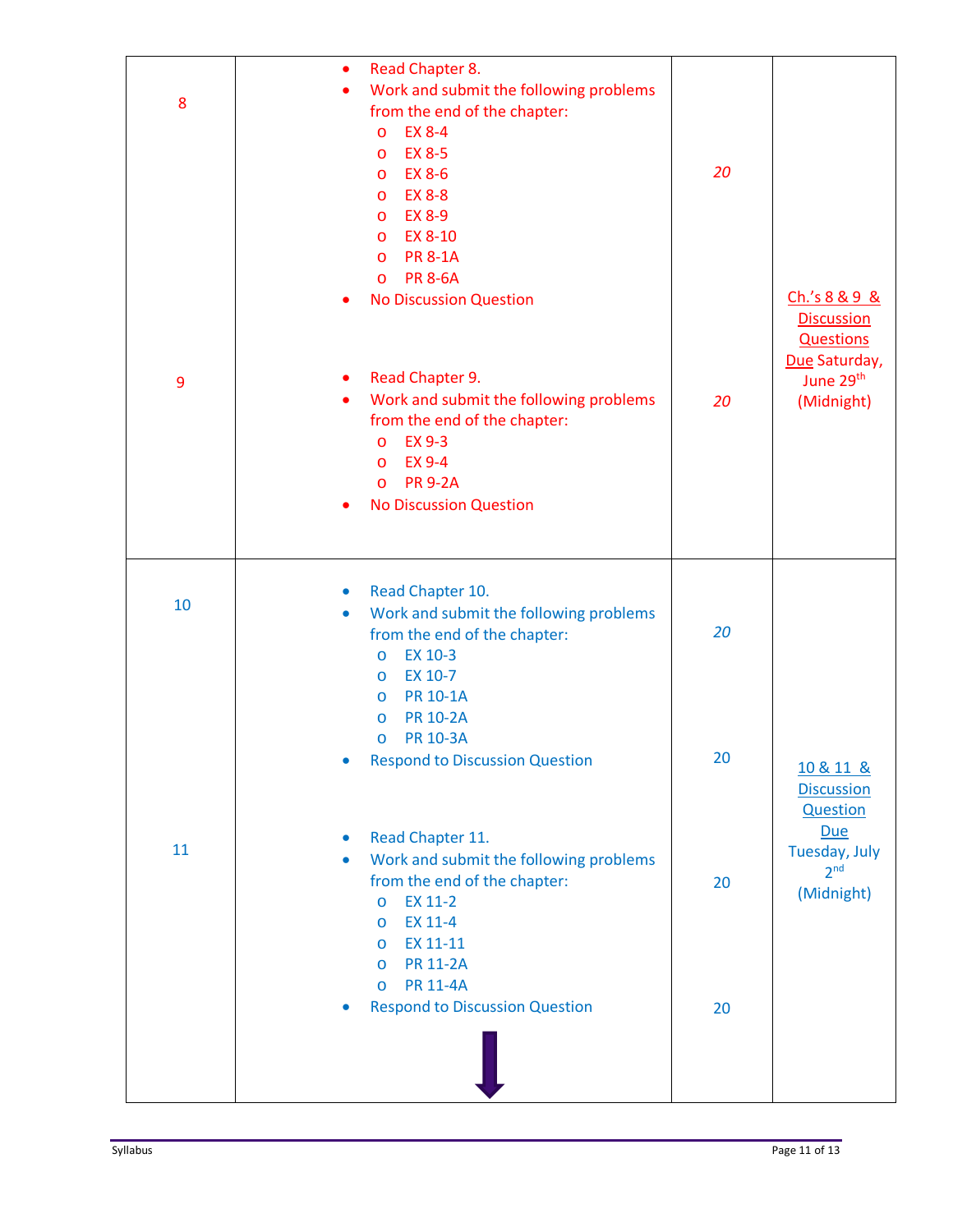| | | | |
|---|---|---|---|
| 8 | • Read Chapter 8.<br>• Work and submit the following problems from the end of the chapter:<br>  o EX 8-4<br>  o EX 8-5<br>  o EX 8-6<br>  o EX 8-8<br>  o EX 8-9<br>  o EX 8-10<br>  o PR 8-1A<br>  o PR 8-6A<br>• No Discussion Question | *20* | Ch.'s 8 & 9 & Discussion Questions Due Saturday, June 29th (Midnight) |
| 9 | • Read Chapter 9.<br>• Work and submit the following problems from the end of the chapter:<br>  o EX 9-3<br>  o EX 9-4<br>  o PR 9-2A<br>• No Discussion Question | *20* | |
| 10 | • Read Chapter 10.<br>• Work and submit the following problems from the end of the chapter:<br>  o EX 10-3<br>  o EX 10-7<br>  o PR 10-1A<br>  o PR 10-2A<br>  o PR 10-3A<br>• Respond to Discussion Question | *20*<br><br>20 | 10 & 11 & Discussion Question Due Tuesday, July 2nd (Midnight) |
| 11 | • Read Chapter 11.<br>• Work and submit the following problems from the end of the chapter:<br>  o EX 11-2<br>  o EX 11-4<br>  o EX 11-11<br>  o PR 11-2A<br>  o PR 11-4A<br>• Respond to Discussion Question | 20<br><br>20 | |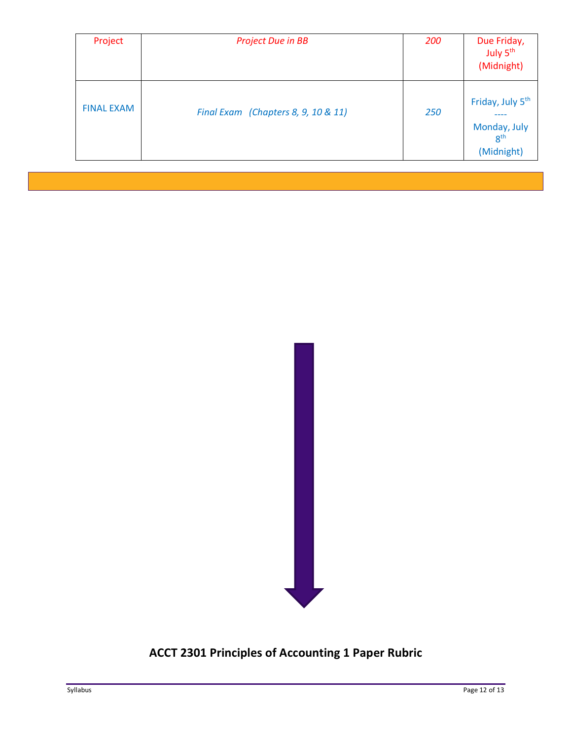| Project | *Project Due in BB* | *200* | Due Friday, July 5th (Midnight) |
|---|---|---|---|
| FINAL EXAM | *Final Exam (Chapters 8, 9, 10 & 11)* | *250* | Friday, July 5th ---- Monday, July 8th (Midnight) |

**ACCT 2301 Principles of Accounting 1 Paper Rubric**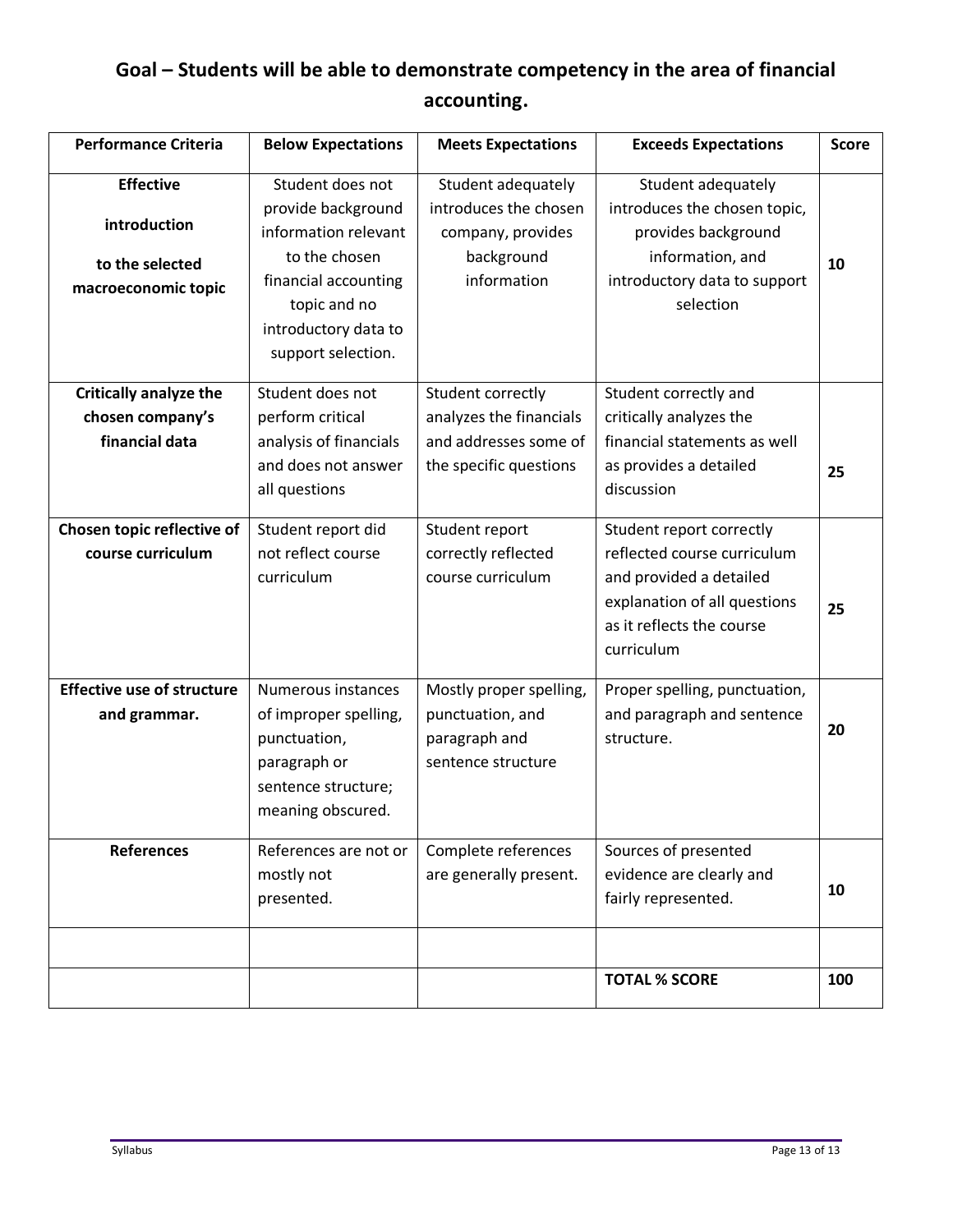## Goal – Students will be able to demonstrate competency in the area of financial accounting.

| Performance Criteria | Below Expectations | Meets Expectations | Exceeds Expectations | Score |
|---|---|---|---|---|
| **Effective introduction to the selected macroeconomic topic** | Student does not provide background information relevant to the chosen financial accounting topic and no introductory data to support selection. | Student adequately introduces the chosen company, provides background information | Student adequately introduces the chosen topic, provides background information, and introductory data to support selection | **10** |
| **Critically analyze the chosen company's financial data** | Student does not perform critical analysis of financials and does not answer all questions | Student correctly analyzes the financials and addresses some of the specific questions | Student correctly and critically analyzes the financial statements as well as provides a detailed discussion | **25** |
| **Chosen topic reflective of course curriculum** | Student report did not reflect course curriculum | Student report correctly reflected course curriculum | Student report correctly reflected course curriculum and provided a detailed explanation of all questions as it reflects the course curriculum | **25** |
| **Effective use of structure and grammar.** | Numerous instances of improper spelling, punctuation, paragraph or sentence structure; meaning obscured. | Mostly proper spelling, punctuation, and paragraph and sentence structure | Proper spelling, punctuation, and paragraph and sentence structure. | **20** |
| **References** | References are not or mostly not presented. | Complete references are generally present. | Sources of presented evidence are clearly and fairly represented. | **10** |
| | | | | |
| | | | **TOTAL % SCORE** | **100** |